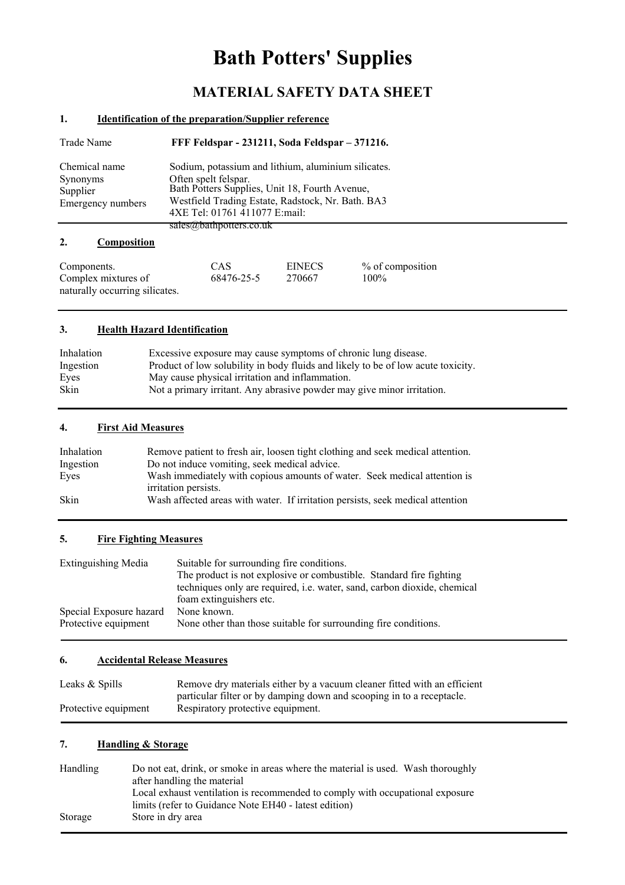# Bath Potters' Supplies

## MATERIAL SAFETY DATA SHEET

### 1. Identification of the preparation/Supplier reference

| | |
|---|---|
| Trade Name | **FFF Feldspar - 231211, Soda Feldspar – 371216.** |
| Chemical name | Sodium, potassium and lithium, aluminium silicates. |
| Synonyms | Often spelt felspar. |
| Supplier | Bath Potters Supplies, Unit 18, Fourth Avenue, |
| Emergency numbers | Westfield Trading Estate, Radstock, Nr. Bath. BA3 4XE Tel: 01761 411077 E:mail: sales@bathpotters.co.uk |

### 2. Composition

| Components. | CAS | EINECS | % of composition |
|---|---|---|---|
| Complex mixtures of naturally occurring silicates. | 68476-25-5 | 270667 | 100% |

### 3. Health Hazard Identification

| | |
|---|---|
| Inhalation | Excessive exposure may cause symptoms of chronic lung disease. |
| Ingestion | Product of low solubility in body fluids and likely to be of low acute toxicity. |
| Eyes | May cause physical irritation and inflammation. |
| Skin | Not a primary irritant. Any abrasive powder may give minor irritation. |

### 4. First Aid Measures

| | |
|---|---|
| Inhalation | Remove patient to fresh air, loosen tight clothing and seek medical attention. |
| Ingestion | Do not induce vomiting, seek medical advice. |
| Eyes | Wash immediately with copious amounts of water. Seek medical attention is irritation persists. |
| Skin | Wash affected areas with water. If irritation persists, seek medical attention |

### 5. Fire Fighting Measures

| | |
|---|---|
| Extinguishing Media | Suitable for surrounding fire conditions. The product is not explosive or combustible. Standard fire fighting techniques only are required, i.e. water, sand, carbon dioxide, chemical foam extinguishers etc. |
| Special Exposure hazard | None known. |
| Protective equipment | None other than those suitable for surrounding fire conditions. |

### 6. Accidental Release Measures

| | |
|---|---|
| Leaks & Spills | Remove dry materials either by a vacuum cleaner fitted with an efficient particular filter or by damping down and scooping in to a receptacle. |
| Protective equipment | Respiratory protective equipment. |

### 7. Handling & Storage

| | |
|---|---|
| Handling | Do not eat, drink, or smoke in areas where the material is used. Wash thoroughly after handling the material<br>Local exhaust ventilation is recommended to comply with occupational exposure limits (refer to Guidance Note EH40 - latest edition) |
| Storage | Store in dry area |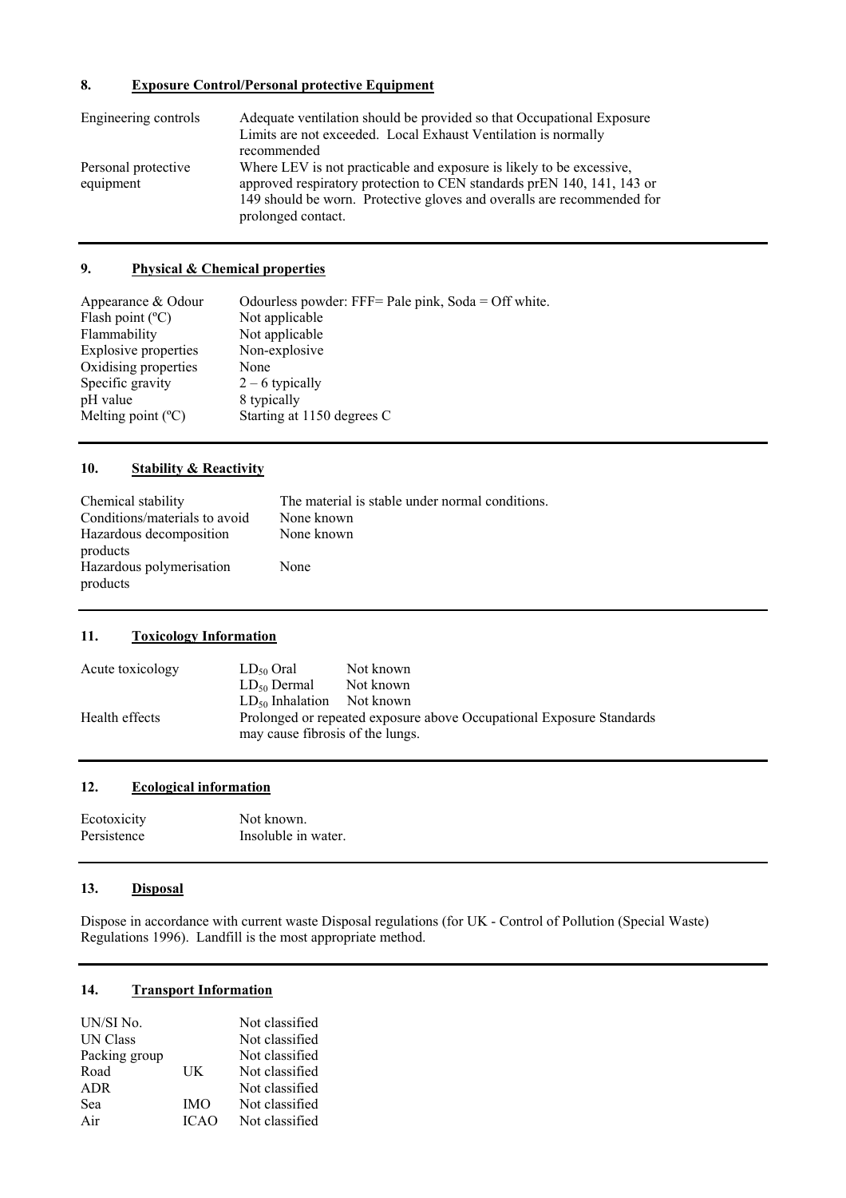## 8. Exposure Control/Personal protective Equipment

| | |
|---|---|
| Engineering controls | Adequate ventilation should be provided so that Occupational Exposure Limits are not exceeded. Local Exhaust Ventilation is normally recommended |
| Personal protective equipment | Where LEV is not practicable and exposure is likely to be excessive, approved respiratory protection to CEN standards prEN 140, 141, 143 or 149 should be worn. Protective gloves and overalls are recommended for prolonged contact. |

## 9. Physical & Chemical properties

| | |
|---|---|
| Appearance & Odour | Odourless powder: FFF= Pale pink, Soda = Off white. |
| Flash point (ºC) | Not applicable |
| Flammability | Not applicable |
| Explosive properties | Non-explosive |
| Oxidising properties | None |
| Specific gravity | 2 – 6 typically |
| pH value | 8 typically |
| Melting point (ºC) | Starting at 1150 degrees C |

## 10. Stability & Reactivity

| | |
|---|---|
| Chemical stability | The material is stable under normal conditions. |
| Conditions/materials to avoid | None known |
| Hazardous decomposition products | None known |
| Hazardous polymerisation products | None |

## 11. Toxicology Information

| | | |
|---|---|---|
| Acute toxicology | $LD_{50}$ Oral | Not known |
| | $LD_{50}$ Dermal | Not known |
| | $LD_{50}$ Inhalation | Not known |
| Health effects | Prolonged or repeated exposure above Occupational Exposure Standards may cause fibrosis of the lungs. | |

## 12. Ecological information

| | |
|---|---|
| Ecotoxicity | Not known. |
| Persistence | Insoluble in water. |

## 13. Disposal

Dispose in accordance with current waste Disposal regulations (for UK - Control of Pollution (Special Waste) Regulations 1996). Landfill is the most appropriate method.

## 14. Transport Information

| | | |
|---|---|---|
| UN/SI No. | | Not classified |
| UN Class | | Not classified |
| Packing group | | Not classified |
| Road | UK | Not classified |
| ADR | | Not classified |
| Sea | IMO | Not classified |
| Air | ICAO | Not classified |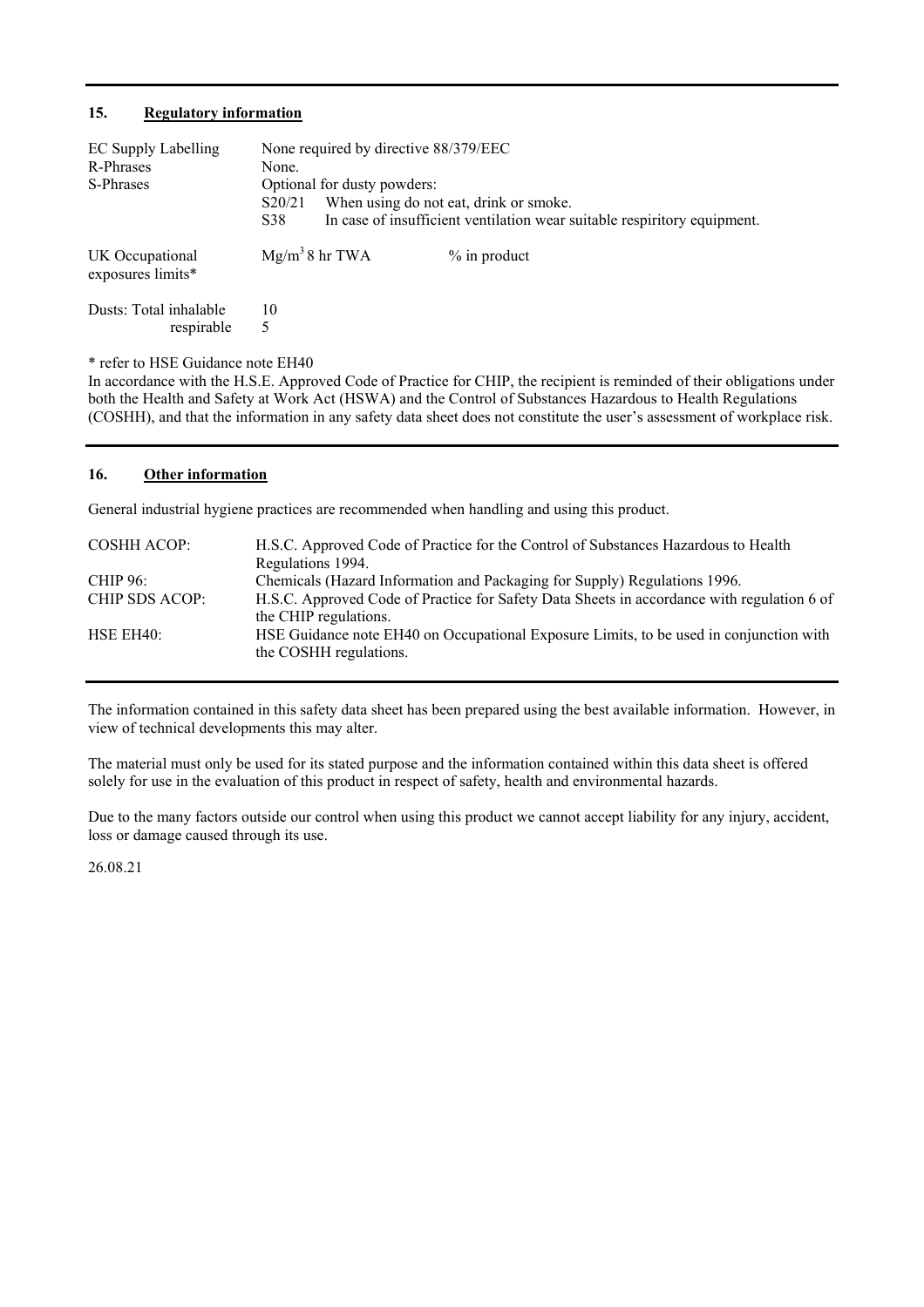## 15. Regulatory information

| | | |
|---|---|---|
| EC Supply Labelling | None required by directive 88/379/EEC | |
| R-Phrases | None. | |
| S-Phrases | Optional for dusty powders: | |
| | S20/21 | When using do not eat, drink or smoke. |
| | S38 | In case of insufficient ventilation wear suitable respiritory equipment. |

| UK Occupational exposures limits* | $Mg/m^3$ 8 hr TWA | % in product |
|---|---|---|
| Dusts: Total inhalable | 10 | |
| respirable | 5 | |

* refer to HSE Guidance note EH40

In accordance with the H.S.E. Approved Code of Practice for CHIP, the recipient is reminded of their obligations under both the Health and Safety at Work Act (HSWA) and the Control of Substances Hazardous to Health Regulations (COSHH), and that the information in any safety data sheet does not constitute the user's assessment of workplace risk.

## 16. Other information

General industrial hygiene practices are recommended when handling and using this product.

| | |
|---|---|
| COSHH ACOP: | H.S.C. Approved Code of Practice for the Control of Substances Hazardous to Health Regulations 1994. |
| CHIP 96: | Chemicals (Hazard Information and Packaging for Supply) Regulations 1996. |
| CHIP SDS ACOP: | H.S.C. Approved Code of Practice for Safety Data Sheets in accordance with regulation 6 of the CHIP regulations. |
| HSE EH40: | HSE Guidance note EH40 on Occupational Exposure Limits, to be used in conjunction with the COSHH regulations. |

The information contained in this safety data sheet has been prepared using the best available information. However, in view of technical developments this may alter.

The material must only be used for its stated purpose and the information contained within this data sheet is offered solely for use in the evaluation of this product in respect of safety, health and environmental hazards.

Due to the many factors outside our control when using this product we cannot accept liability for any injury, accident, loss or damage caused through its use.

26.08.21